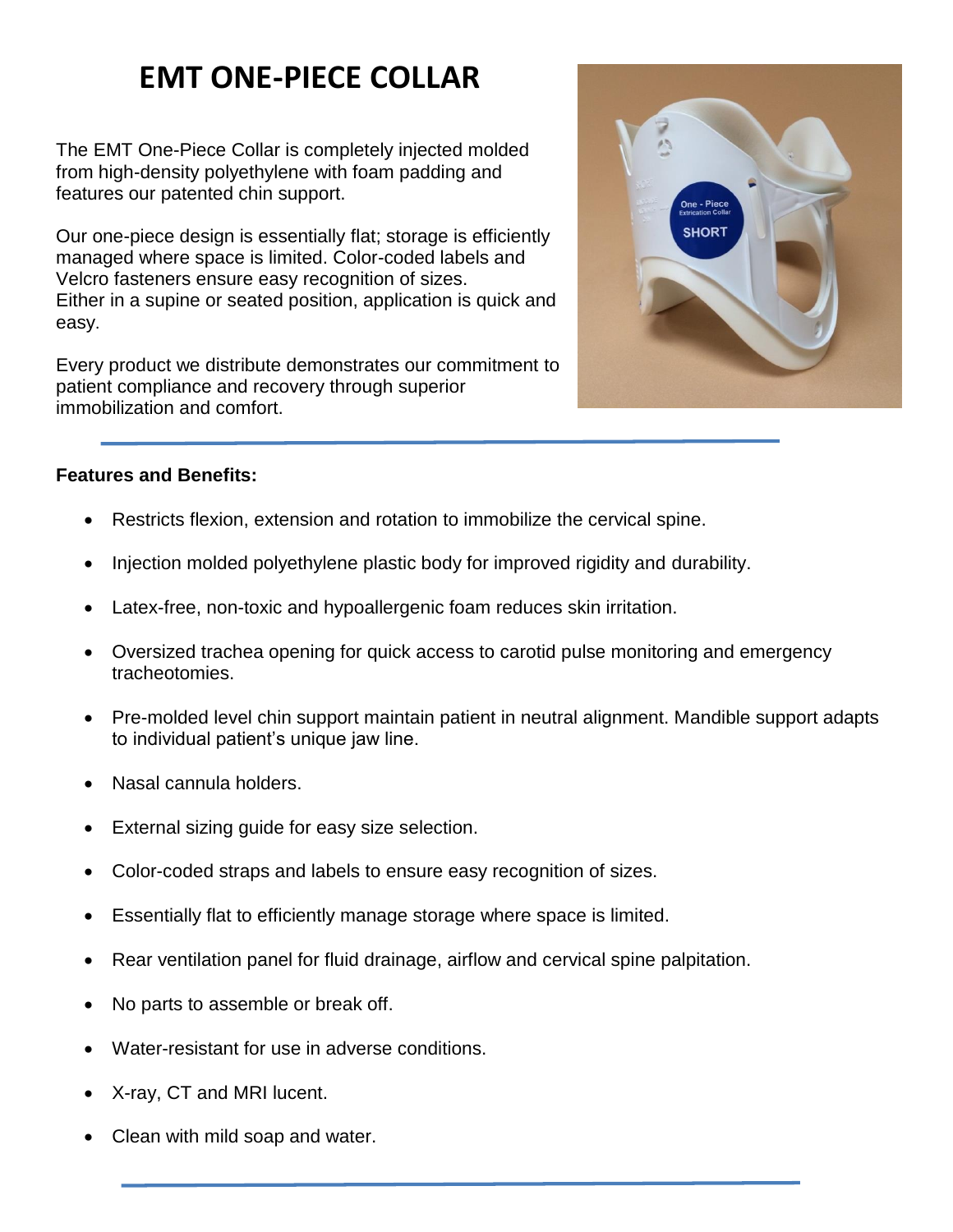# EMT ONE-PIECE COLLAR

The EMT One-Piece Collar is completely injected molded from high-density polyethylene with foam padding and features our patented chin support.

Our one-piece design is essentially flat; storage is efficiently managed where space is limited. Color-coded labels and Velcro fasteners ensure easy recognition of sizes. Either in a supine or seated position, application is quick and easy.

Every product we distribute demonstrates our commitment to patient compliance and recovery through superior immobilization and comfort.

**Features and Benefits:**

- Restricts flexion, extension and rotation to immobilize the cervical spine.
- Injection molded polyethylene plastic body for improved rigidity and durability.
- Latex-free, non-toxic and hypoallergenic foam reduces skin irritation.
- Oversized trachea opening for quick access to carotid pulse monitoring and emergency tracheotomies.
- Pre-molded level chin support maintain patient in neutral alignment. Mandible support adapts to individual patient's unique jaw line.
- Nasal cannula holders.
- External sizing guide for easy size selection.
- Color-coded straps and labels to ensure easy recognition of sizes.
- Essentially flat to efficiently manage storage where space is limited.
- Rear ventilation panel for fluid drainage, airflow and cervical spine palpitation.
- No parts to assemble or break off.
- Water-resistant for use in adverse conditions.
- X-ray, CT and MRI lucent.
- Clean with mild soap and water.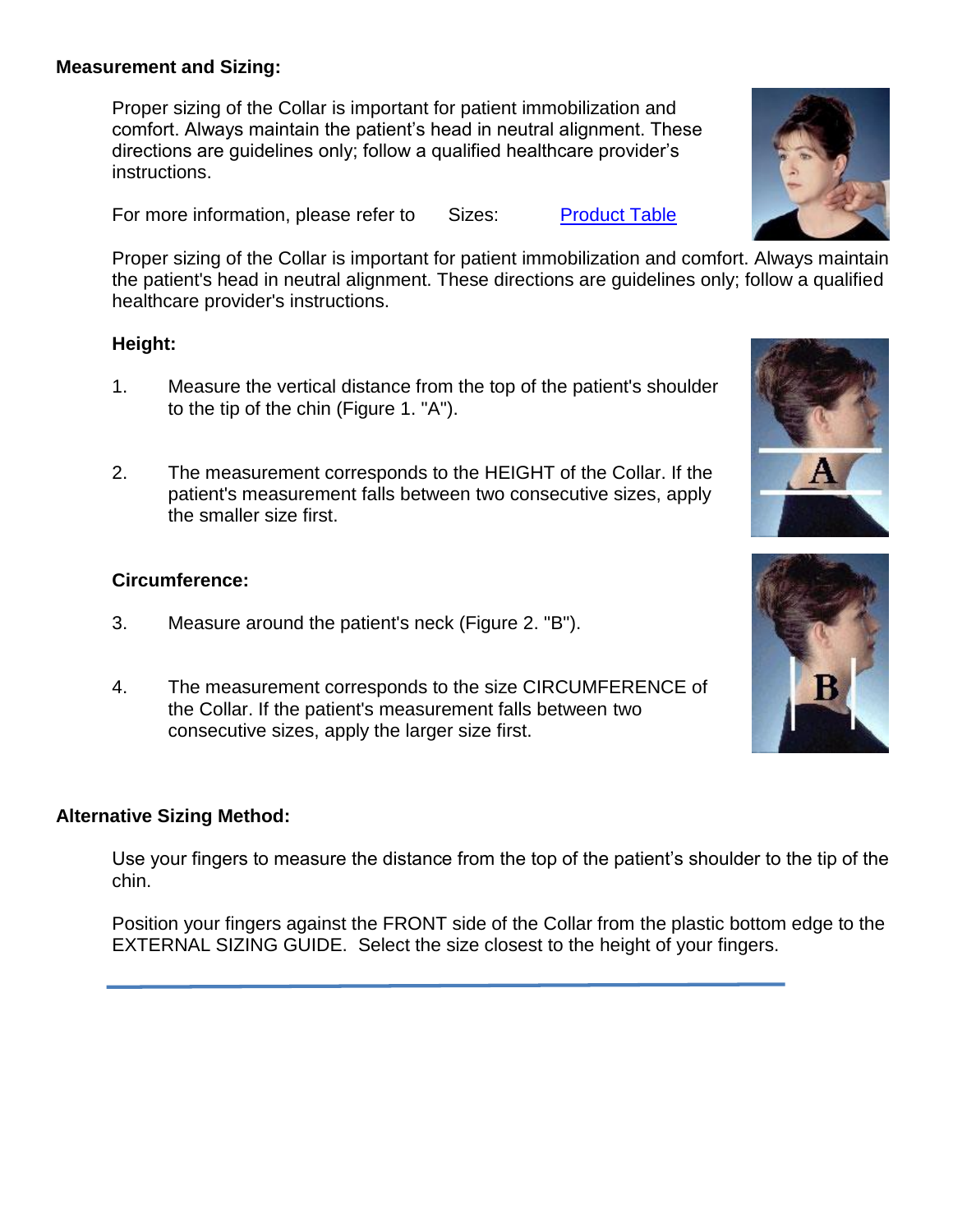**Measurement and Sizing:**

Proper sizing of the Collar is important for patient immobilization and comfort. Always maintain the patient's head in neutral alignment. These directions are guidelines only; follow a qualified healthcare provider's instructions.

For more information, please refer to Sizes: [Product Table]

Proper sizing of the Collar is important for patient immobilization and comfort. Always maintain the patient's head in neutral alignment. These directions are guidelines only; follow a qualified healthcare provider's instructions.

**Height:**

1. Measure the vertical distance from the top of the patient's shoulder to the tip of the chin (Figure 1. "A").

2. The measurement corresponds to the HEIGHT of the Collar. If the patient's measurement falls between two consecutive sizes, apply the smaller size first.

**Circumference:**

3. Measure around the patient's neck (Figure 2. "B").

4. The measurement corresponds to the size CIRCUMFERENCE of the Collar. If the patient's measurement falls between two consecutive sizes, apply the larger size first.

**Alternative Sizing Method:**

Use your fingers to measure the distance from the top of the patient's shoulder to the tip of the chin.

Position your fingers against the FRONT side of the Collar from the plastic bottom edge to the EXTERNAL SIZING GUIDE. Select the size closest to the height of your fingers.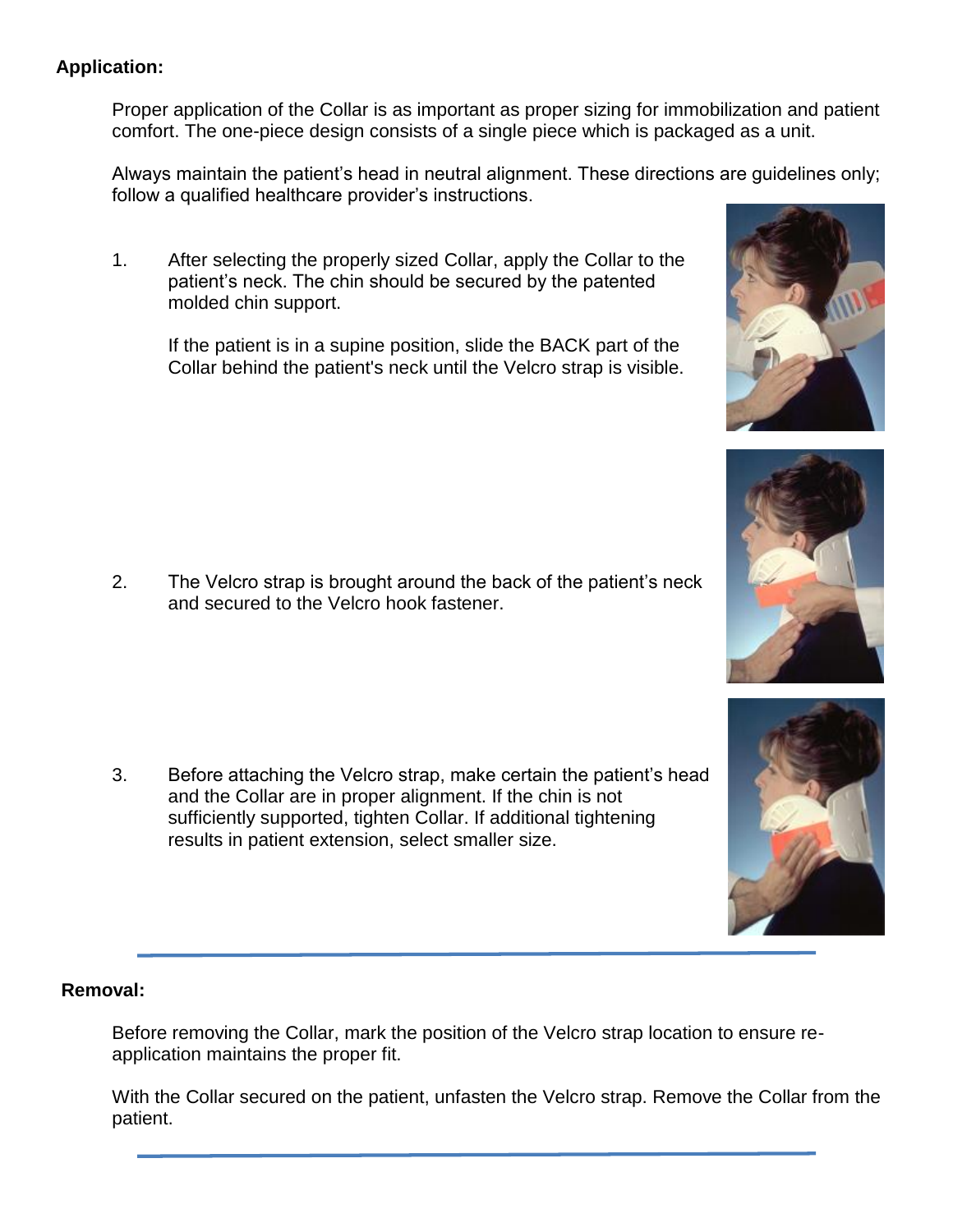**Application:**

Proper application of the Collar is as important as proper sizing for immobilization and patient comfort. The one-piece design consists of a single piece which is packaged as a unit.

Always maintain the patient's head in neutral alignment. These directions are guidelines only; follow a qualified healthcare provider's instructions.

1. After selecting the properly sized Collar, apply the Collar to the patient's neck. The chin should be secured by the patented molded chin support.

   If the patient is in a supine position, slide the BACK part of the Collar behind the patient's neck until the Velcro strap is visible.

2. The Velcro strap is brought around the back of the patient's neck and secured to the Velcro hook fastener.

3. Before attaching the Velcro strap, make certain the patient's head and the Collar are in proper alignment. If the chin is not sufficiently supported, tighten Collar. If additional tightening results in patient extension, select smaller size.

---

**Removal:**

Before removing the Collar, mark the position of the Velcro strap location to ensure re-application maintains the proper fit.

With the Collar secured on the patient, unfasten the Velcro strap. Remove the Collar from the patient.

---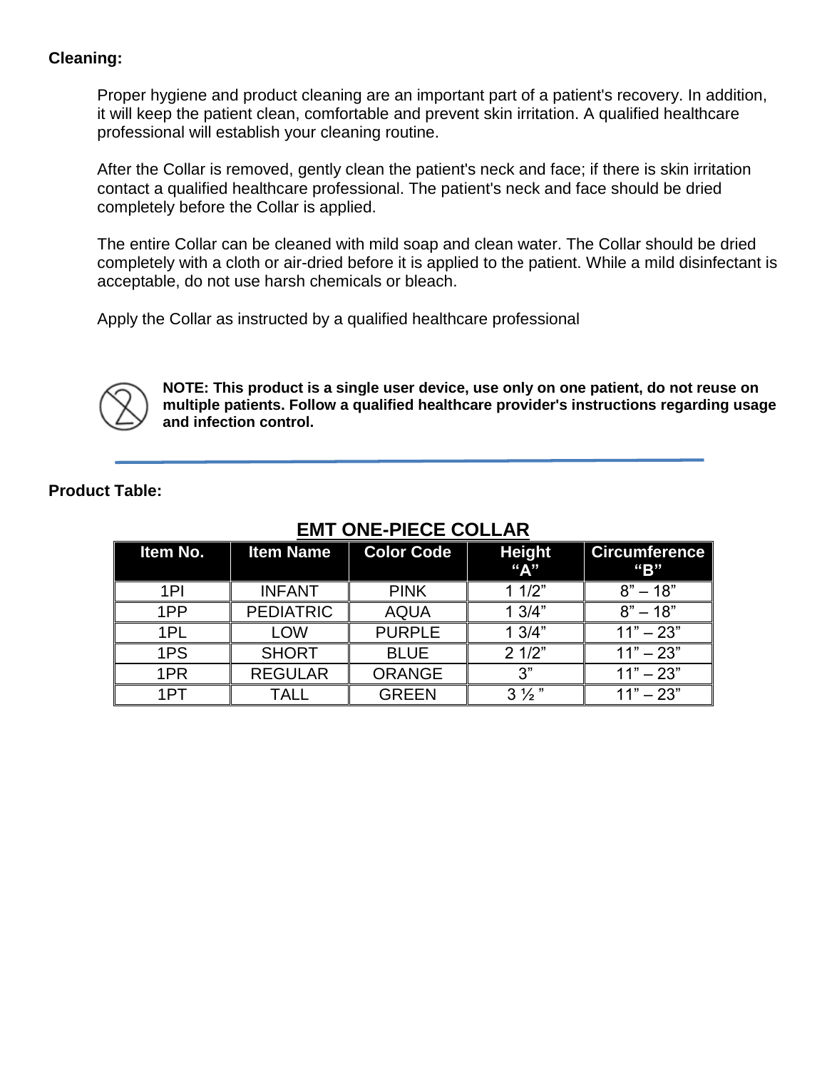**Cleaning:**

Proper hygiene and product cleaning are an important part of a patient's recovery. In addition, it will keep the patient clean, comfortable and prevent skin irritation. A qualified healthcare professional will establish your cleaning routine.

After the Collar is removed, gently clean the patient's neck and face; if there is skin irritation contact a qualified healthcare professional. The patient's neck and face should be dried completely before the Collar is applied.

The entire Collar can be cleaned with mild soap and clean water. The Collar should be dried completely with a cloth or air-dried before it is applied to the patient. While a mild disinfectant is acceptable, do not use harsh chemicals or bleach.

Apply the Collar as instructed by a qualified healthcare professional

**NOTE: This product is a single user device, use only on one patient, do not reuse on multiple patients. Follow a qualified healthcare provider's instructions regarding usage and infection control.**

---

**Product Table:**

**EMT ONE-PIECE COLLAR**

| Item No. | Item Name | Color Code | Height "A" | Circumference "B" |
|---|---|---|---|---|
| 1PI | INFANT | PINK | 1 1/2" | 8" – 18" |
| 1PP | PEDIATRIC | AQUA | 1 3/4" | 8" – 18" |
| 1PL | LOW | PURPLE | 1 3/4" | 11" – 23" |
| 1PS | SHORT | BLUE | 2 1/2" | 11" – 23" |
| 1PR | REGULAR | ORANGE | 3" | 11" – 23" |
| 1PT | TALL | GREEN | 3 ½ " | 11" – 23" |